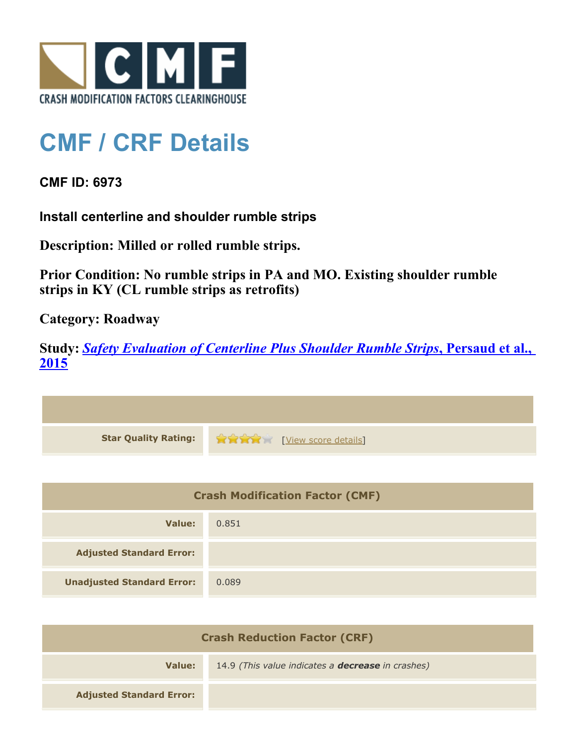CRASH MODIFICATION FACTORS CLEARINGHOUSE

# CMF / CRF Details

**CMF ID: 6973**

**Install centerline and shoulder rumble strips**

**Description: Milled or rolled rumble strips.**

**Prior Condition: No rumble strips in PA and MO. Existing shoulder rumble strips in KY (CL rumble strips as retrofits)**

**Category: Roadway**

**Study: *Safety Evaluation of Centerline Plus Shoulder Rumble Strips*, Persaud et al., 2015**

| | |
|---|---|
| **Star Quality Rating:** | [View score details] |

| Crash Modification Factor (CMF) | |
|---|---|
| **Value:** | 0.851 |
| **Adjusted Standard Error:** | |
| **Unadjusted Standard Error:** | 0.089 |

| Crash Reduction Factor (CRF) | |
|---|---|
| **Value:** | 14.9 *(This value indicates a **decrease** in crashes)* |
| **Adjusted Standard Error:** | |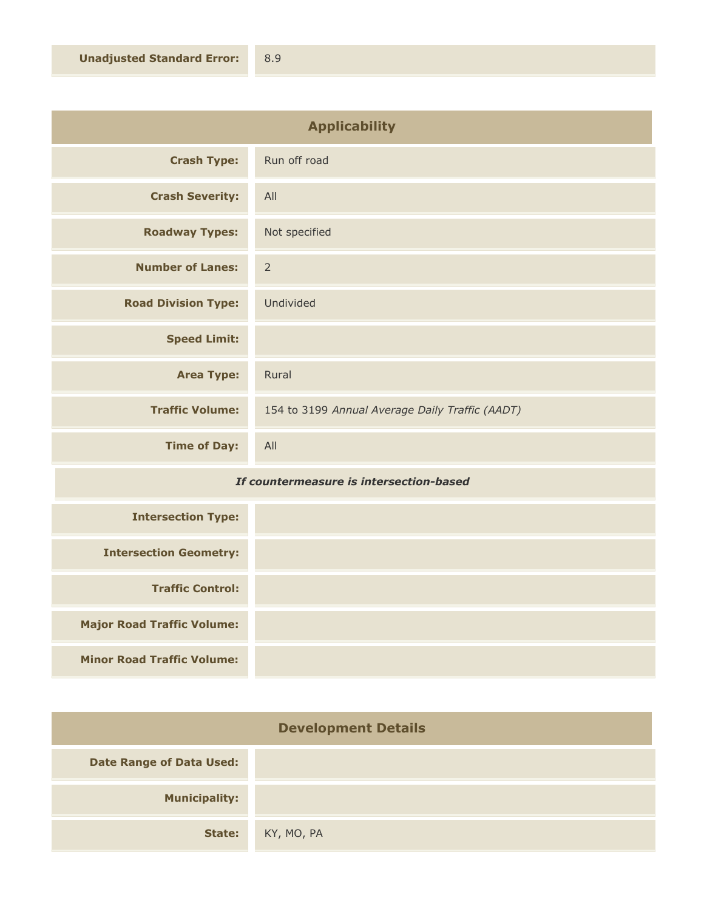| | |
|---|---|
| **Unadjusted Standard Error:** | 8.9 |

## Applicability

| | |
|---|---|
| **Crash Type:** | Run off road |
| **Crash Severity:** | All |
| **Roadway Types:** | Not specified |
| **Number of Lanes:** | 2 |
| **Road Division Type:** | Undivided |
| **Speed Limit:** | |
| **Area Type:** | Rural |
| **Traffic Volume:** | 154 to 3199 *Annual Average Daily Traffic (AADT)* |
| **Time of Day:** | All |

***If countermeasure is intersection-based***

| | |
|---|---|
| **Intersection Type:** | |
| **Intersection Geometry:** | |
| **Traffic Control:** | |
| **Major Road Traffic Volume:** | |
| **Minor Road Traffic Volume:** | |

## Development Details

| | |
|---|---|
| **Date Range of Data Used:** | |
| **Municipality:** | |
| **State:** | KY, MO, PA |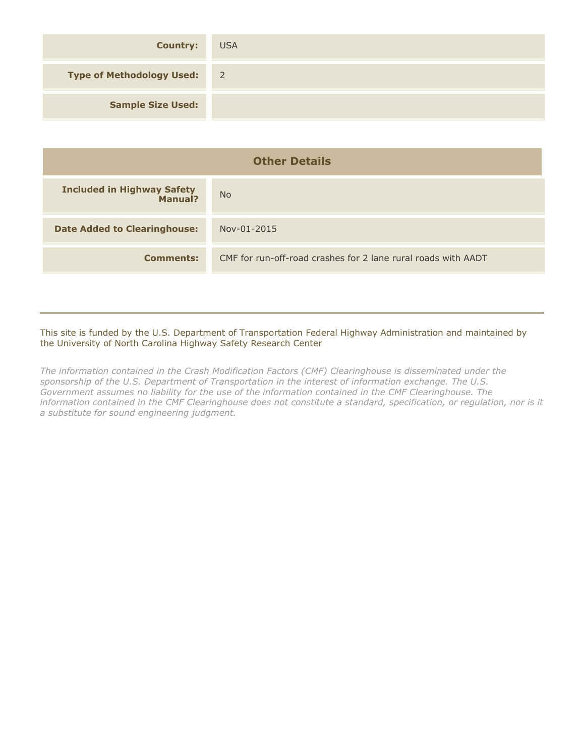| | |
|---|---|
| **Country:** | USA |
| **Type of Methodology Used:** | 2 |
| **Sample Size Used:** | |

## Other Details

| | |
|---|---|
| **Included in Highway Safety Manual?** | No |
| **Date Added to Clearinghouse:** | Nov-01-2015 |
| **Comments:** | CMF for run-off-road crashes for 2 lane rural roads with AADT |

---

This site is funded by the U.S. Department of Transportation Federal Highway Administration and maintained by the University of North Carolina Highway Safety Research Center

*The information contained in the Crash Modification Factors (CMF) Clearinghouse is disseminated under the sponsorship of the U.S. Department of Transportation in the interest of information exchange. The U.S. Government assumes no liability for the use of the information contained in the CMF Clearinghouse. The information contained in the CMF Clearinghouse does not constitute a standard, specification, or regulation, nor is it a substitute for sound engineering judgment.*